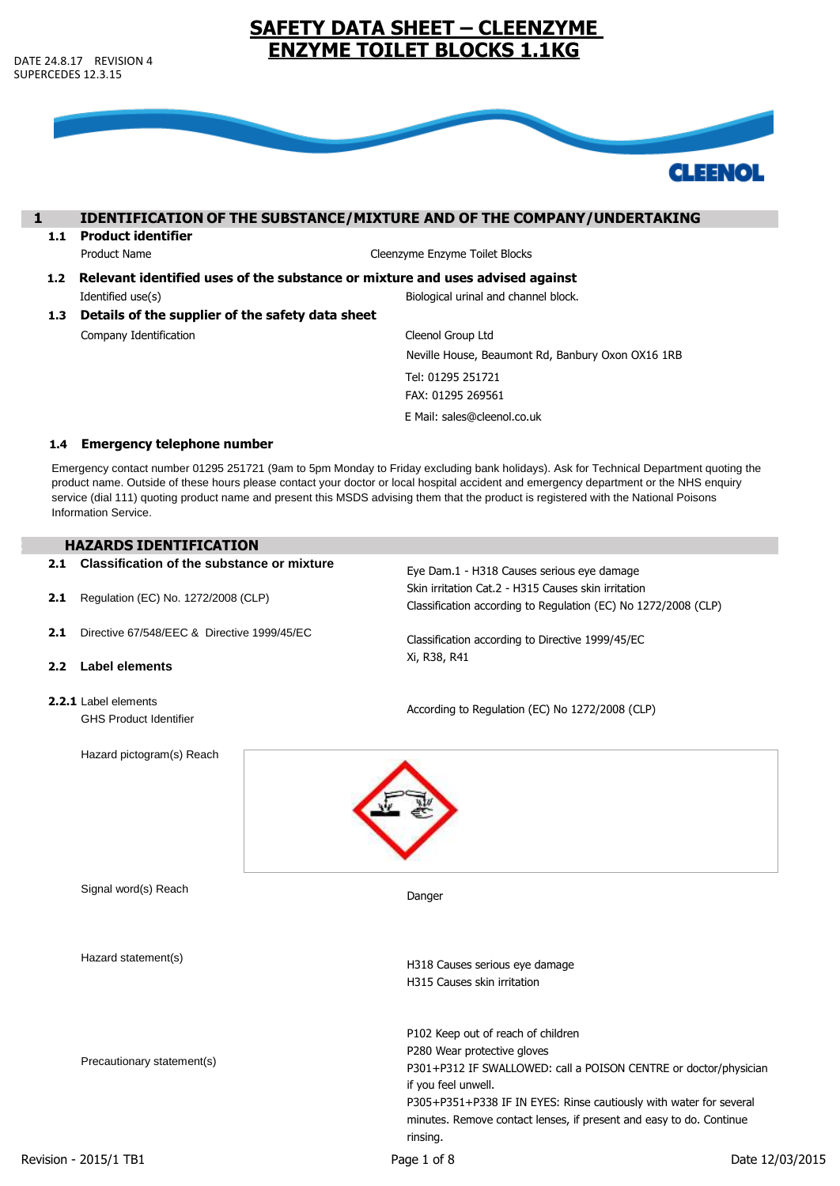# SAFETY DATA SHEET – CLEENZYME ENZYME TOILET BLOCKS 1.1KG

DATE 24.8.17 REVISION 4
SUPERCEDES 12.3.15

## 1 IDENTIFICATION OF THE SUBSTANCE/MIXTURE AND OF THE COMPANY/UNDERTAKING

### 1.1 Product identifier

| | |
|---|---|
| Product Name | Cleenzyme Enzyme Toilet Blocks |

### 1.2 Relevant identified uses of the substance or mixture and uses advised against

| | |
|---|---|
| Identified use(s) | Biological urinal and channel block. |

### 1.3 Details of the supplier of the safety data sheet

| | |
|---|---|
| Company Identification | Cleenol Group Ltd<br>Neville House, Beaumont Rd, Banbury Oxon OX16 1RB<br>Tel: 01295 251721<br>FAX: 01295 269561<br>E Mail: sales@cleenol.co.uk |

### 1.4 Emergency telephone number

Emergency contact number 01295 251721 (9am to 5pm Monday to Friday excluding bank holidays). Ask for Technical Department quoting the product name. Outside of these hours please contact your doctor or local hospital accident and emergency department or the NHS enquiry service (dial 111) quoting product name and present this MSDS advising them that the product is registered with the National Poisons Information Service.

## HAZARDS IDENTIFICATION

### 2.1 Classification of the substance or mixture

**2.1** Regulation (EC) No. 1272/2008 (CLP)

Eye Dam.1 - H318 Causes serious eye damage
Skin irritation Cat.2 - H315 Causes skin irritation
Classification according to Regulation (EC) No 1272/2008 (CLP)

**2.1** Directive 67/548/EEC & Directive 1999/45/EC

Classification according to Directive 1999/45/EC
Xi, R38, R41

### 2.2 Label elements

**2.2.1** Label elements
GHS Product Identifier

According to Regulation (EC) No 1272/2008 (CLP)

Hazard pictogram(s) Reach

Signal word(s) Reach: Danger

Hazard statement(s):

H318 Causes serious eye damage
H315 Causes skin irritation

Precautionary statement(s):

P102 Keep out of reach of children
P280 Wear protective gloves
P301+P312 IF SWALLOWED: call a POISON CENTRE or doctor/physician if you feel unwell.
P305+P351+P338 IF IN EYES: Rinse cautiously with water for several minutes. Remove contact lenses, if present and easy to do. Continue rinsing.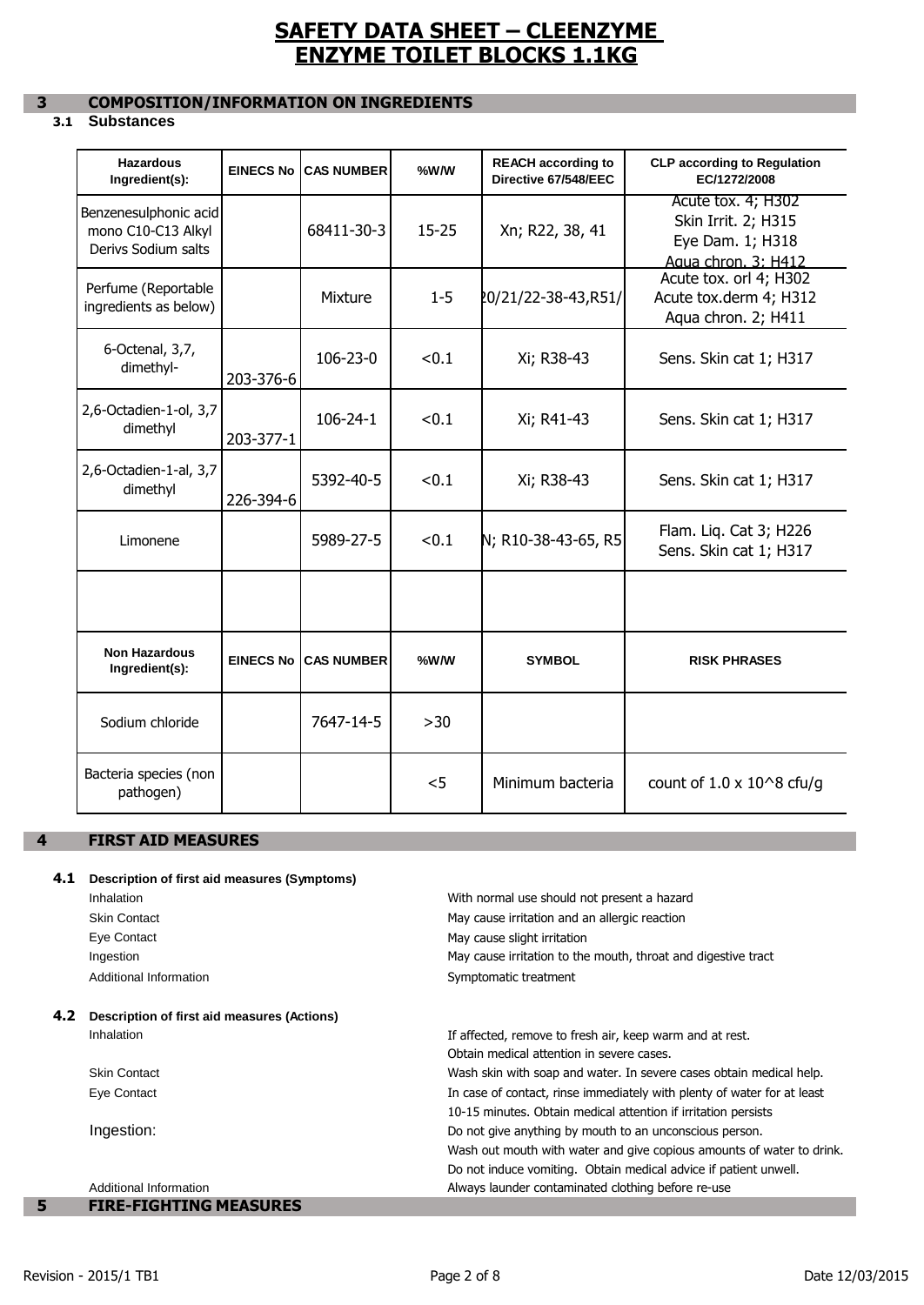# SAFETY DATA SHEET – CLEENZYME ENZYME TOILET BLOCKS 1.1KG

## 3 COMPOSITION/INFORMATION ON INGREDIENTS

### 3.1 Substances

| Hazardous Ingredient(s): | EINECS No | CAS NUMBER | %W/W | REACH according to Directive 67/548/EEC | CLP according to Regulation EC/1272/2008 |
|---|---|---|---|---|---|
| Benzenesulphonic acid mono C10-C13 Alkyl Derivs Sodium salts | | 68411-30-3 | 15-25 | Xn; R22, 38, 41 | Acute tox. 4; H302<br>Skin Irrit. 2; H315<br>Eye Dam. 1; H318<br>Aqua chron. 3; H412 |
| Perfume (Reportable ingredients as below) | | Mixture | 1-5 | 20/21/22-38-43,R51/ | Acute tox. orl 4; H302<br>Acute tox.derm 4; H312<br>Aqua chron. 2; H411 |
| 6-Octenal, 3,7, dimethyl- | 203-376-6 | 106-23-0 | <0.1 | Xi; R38-43 | Sens. Skin cat 1; H317 |
| 2,6-Octadien-1-ol, 3,7 dimethyl | 203-377-1 | 106-24-1 | <0.1 | Xi; R41-43 | Sens. Skin cat 1; H317 |
| 2,6-Octadien-1-al, 3,7 dimethyl | 226-394-6 | 5392-40-5 | <0.1 | Xi; R38-43 | Sens. Skin cat 1; H317 |
| Limonene | | 5989-27-5 | <0.1 | N; R10-38-43-65, R5 | Flam. Liq. Cat 3; H226<br>Sens. Skin cat 1; H317 |
| | | | | | |
| **Non Hazardous Ingredient(s):** | **EINECS No** | **CAS NUMBER** | **%W/W** | **SYMBOL** | **RISK PHRASES** |
| Sodium chloride | | 7647-14-5 | >30 | | |
| Bacteria species (non pathogen) | | | <5 | Minimum bacteria | count of 1.0 x 10^8 cfu/g |

## 4 FIRST AID MEASURES

### 4.1 Description of first aid measures (Symptoms)

| | |
|---|---|
| Inhalation | With normal use should not present a hazard |
| Skin Contact | May cause irritation and an allergic reaction |
| Eye Contact | May cause slight irritation |
| Ingestion | May cause irritation to the mouth, throat and digestive tract |
| Additional Information | Symptomatic treatment |

### 4.2 Description of first aid measures (Actions)

| | |
|---|---|
| Inhalation | If affected, remove to fresh air, keep warm and at rest. Obtain medical attention in severe cases. |
| Skin Contact | Wash skin with soap and water. In severe cases obtain medical help. |
| Eye Contact | In case of contact, rinse immediately with plenty of water for at least 10-15 minutes. Obtain medical attention if irritation persists |
| Ingestion: | Do not give anything by mouth to an unconscious person. Wash out mouth with water and give copious amounts of water to drink. Do not induce vomiting. Obtain medical advice if patient unwell. |
| Additional Information | Always launder contaminated clothing before re-use |

## 5 FIRE-FIGHTING MEASURES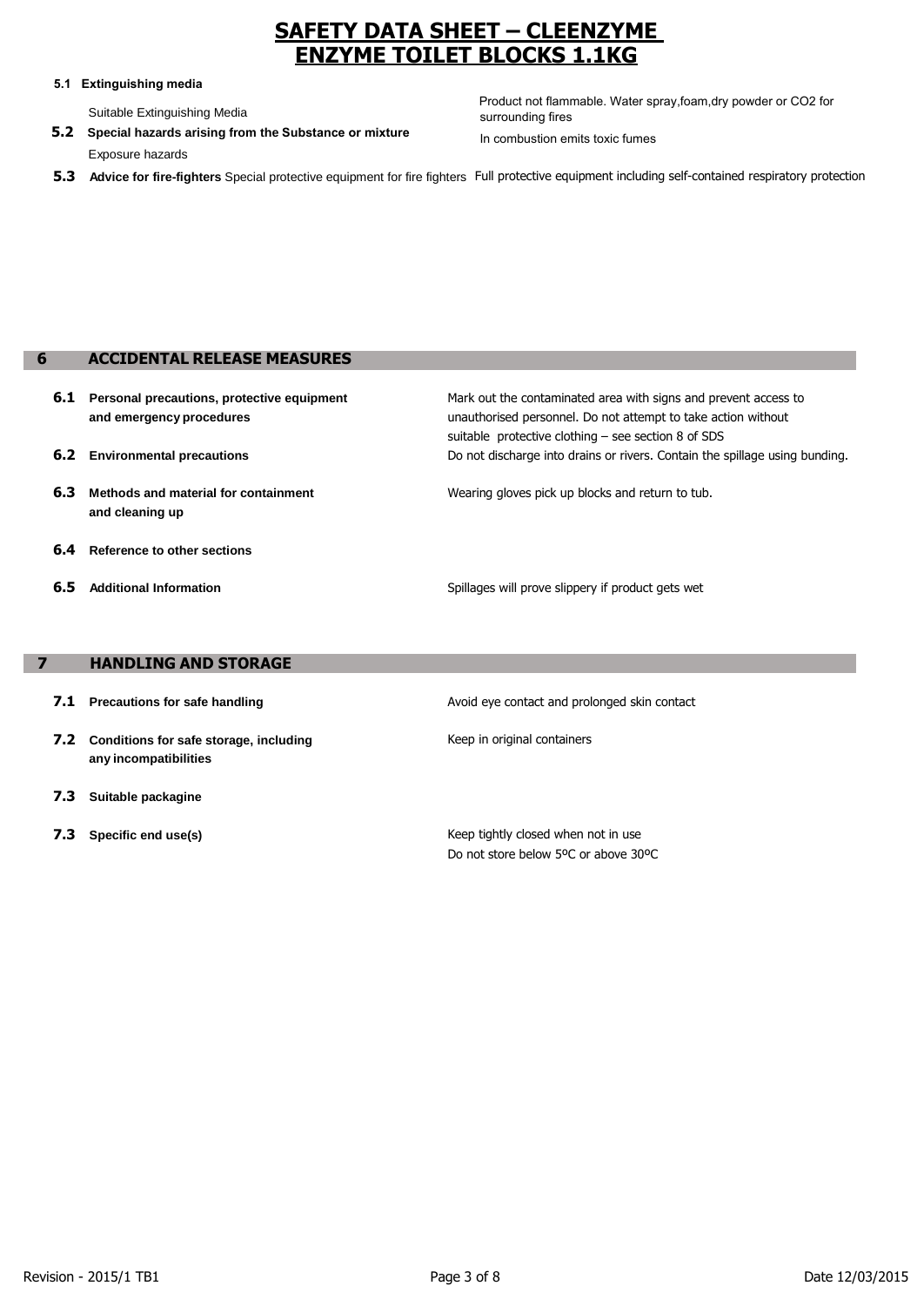# SAFETY DATA SHEET – CLEENZYME ENZYME TOILET BLOCKS 1.1KG

**5.1 Extinguishing media**

| | |
|---|---|
| Suitable Extinguishing Media | Product not flammable. Water spray,foam,dry powder or CO2 for surrounding fires |
| **5.2 Special hazards arising from the Substance or mixture** Exposure hazards | In combustion emits toxic fumes |
| **5.3 Advice for fire-fighters** Special protective equipment for fire fighters | Full protective equipment including self-contained respiratory protection |

## 6 ACCIDENTAL RELEASE MEASURES

| | |
|---|---|
| **6.1 Personal precautions, protective equipment and emergency procedures** | Mark out the contaminated area with signs and prevent access to unauthorised personnel. Do not attempt to take action without suitable protective clothing – see section 8 of SDS |
| **6.2 Environmental precautions** | Do not discharge into drains or rivers. Contain the spillage using bunding. |
| **6.3 Methods and material for containment and cleaning up** | Wearing gloves pick up blocks and return to tub. |
| **6.4 Reference to other sections** | |
| **6.5 Additional Information** | Spillages will prove slippery if product gets wet |

## 7 HANDLING AND STORAGE

| | |
|---|---|
| **7.1 Precautions for safe handling** | Avoid eye contact and prolonged skin contact |
| **7.2 Conditions for safe storage, including any incompatibilities** | Keep in original containers |
| **7.3 Suitable packagine** | |
| **7.3 Specific end use(s)** | Keep tightly closed when not in use<br>Do not store below 5ºC or above 30ºC |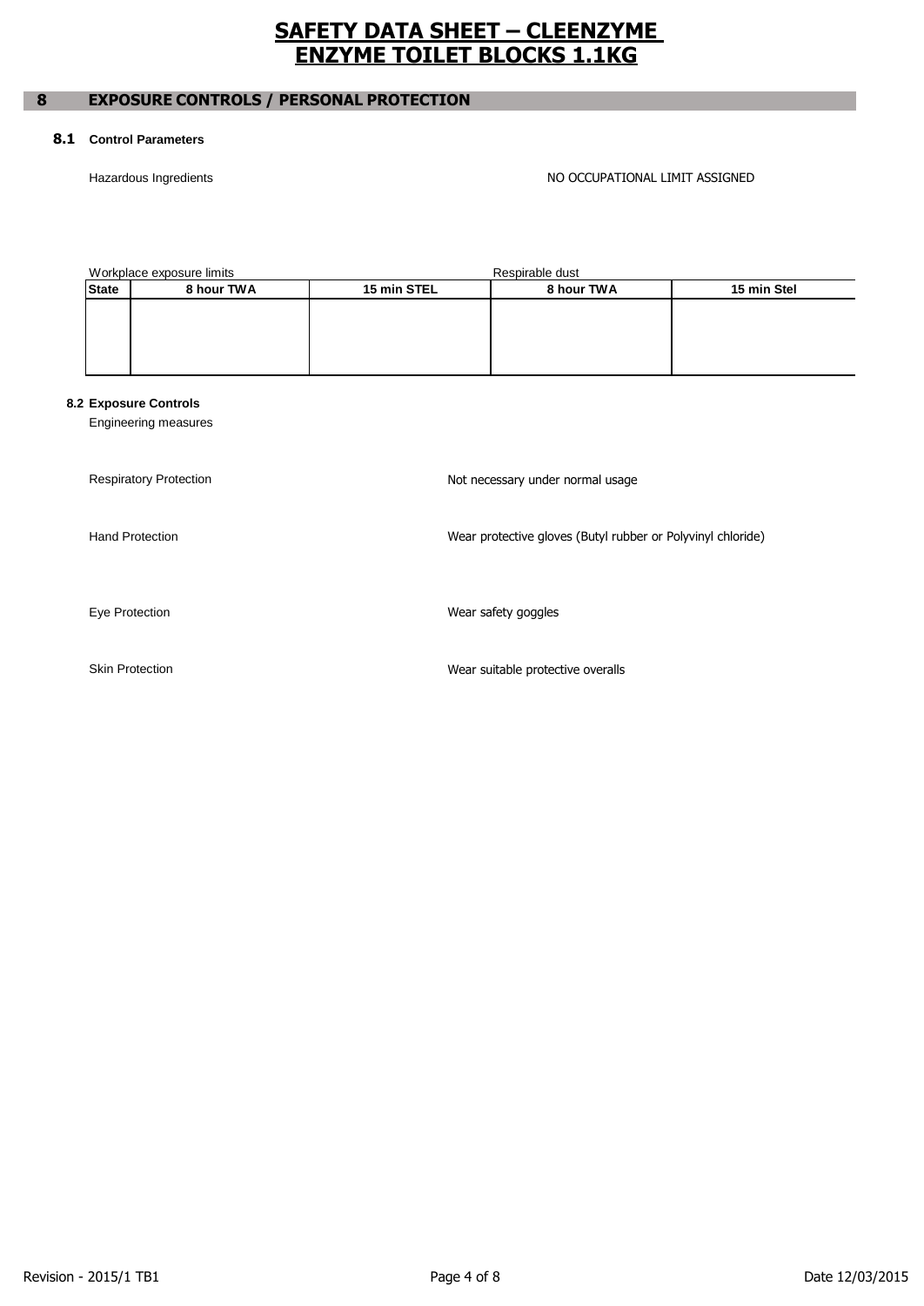# SAFETY DATA SHEET – CLEENZYME ENZYME TOILET BLOCKS 1.1KG

## 8 EXPOSURE CONTROLS / PERSONAL PROTECTION

### 8.1 Control Parameters

Hazardous Ingredients NO OCCUPATIONAL LIMIT ASSIGNED

| | Workplace exposure limits | | Respirable dust | |
|---|---|---|---|---|
| State | 8 hour TWA | 15 min STEL | 8 hour TWA | 15 min Stel |
| | | | | |

### 8.2 Exposure Controls

Engineering measures

Respiratory Protection: Not necessary under normal usage

Hand Protection: Wear protective gloves (Butyl rubber or Polyvinyl chloride)

Eye Protection: Wear safety goggles

Skin Protection: Wear suitable protective overalls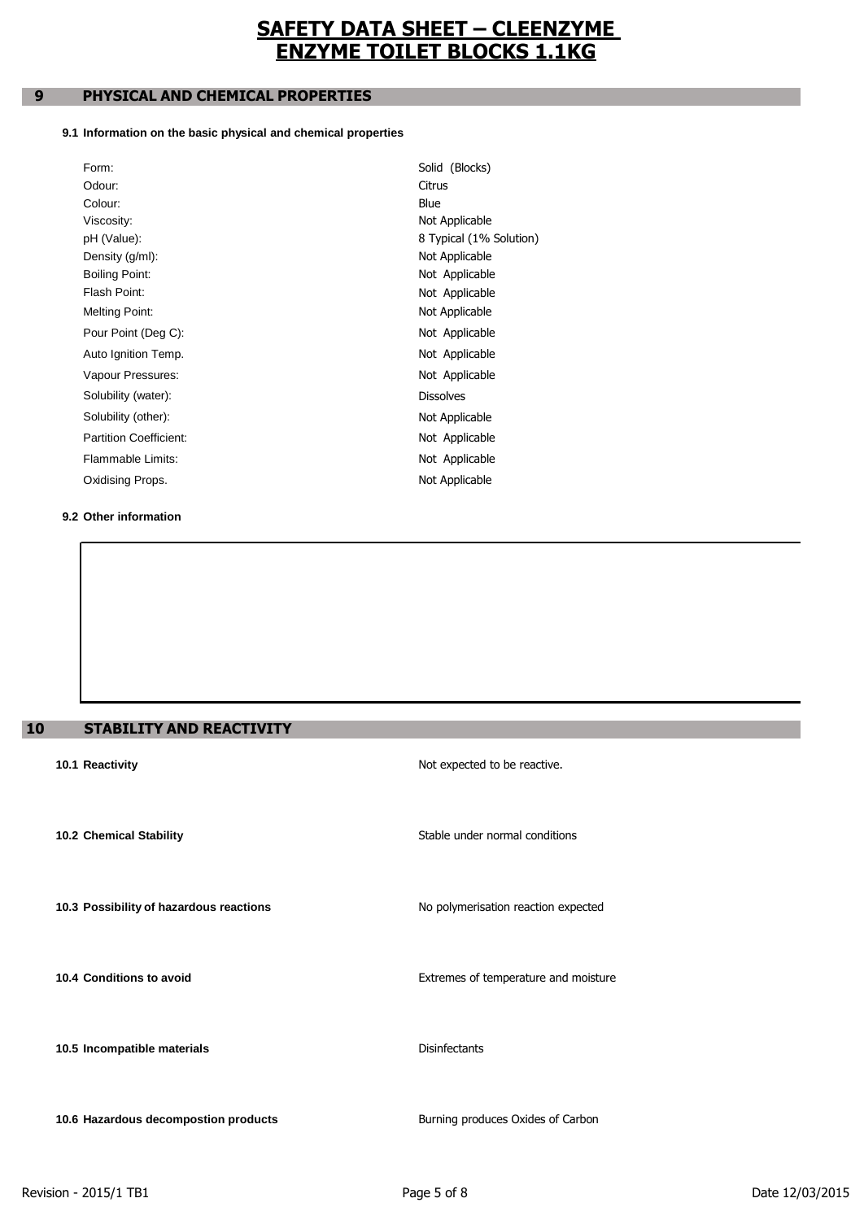# SAFETY DATA SHEET – CLEENZYME ENZYME TOILET BLOCKS 1.1KG

## 9 PHYSICAL AND CHEMICAL PROPERTIES

### 9.1 Information on the basic physical and chemical properties

| Property | Value |
|---|---|
| Form: | Solid (Blocks) |
| Odour: | Citrus |
| Colour: | Blue |
| Viscosity: | Not Applicable |
| pH (Value): | 8 Typical (1% Solution) |
| Density (g/ml): | Not Applicable |
| Boiling Point: | Not Applicable |
| Flash Point: | Not Applicable |
| Melting Point: | Not Applicable |
| Pour Point (Deg C): | Not Applicable |
| Auto Ignition Temp. | Not Applicable |
| Vapour Pressures: | Not Applicable |
| Solubility (water): | Dissolves |
| Solubility (other): | Not Applicable |
| Partition Coefficient: | Not Applicable |
| Flammable Limits: | Not Applicable |
| Oxidising Props. | Not Applicable |

### 9.2 Other information

## 10 STABILITY AND REACTIVITY

| | |
|---|---|
| **10.1 Reactivity** | Not expected to be reactive. |
| **10.2 Chemical Stability** | Stable under normal conditions |
| **10.3 Possibility of hazardous reactions** | No polymerisation reaction expected |
| **10.4 Conditions to avoid** | Extremes of temperature and moisture |
| **10.5 Incompatible materials** | Disinfectants |
| **10.6 Hazardous decompostion products** | Burning produces Oxides of Carbon |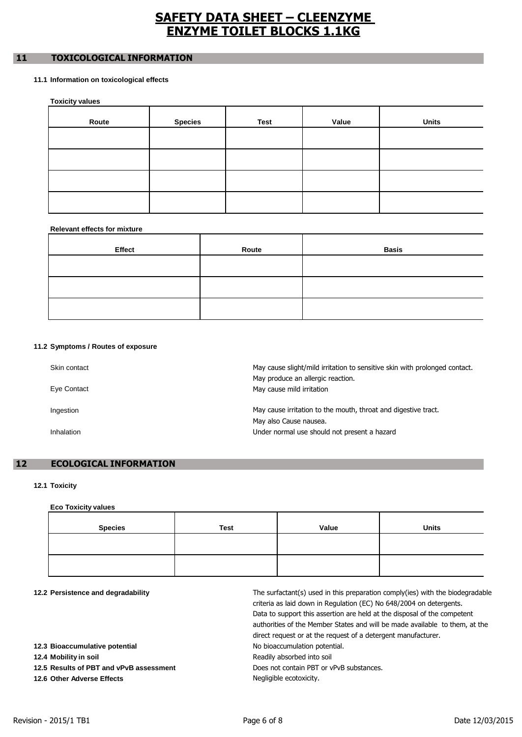## 11 TOXICOLOGICAL INFORMATION

### 11.1 Information on toxicological effects

**Toxicity values**

| Route | Species | Test | Value | Units |
|---|---|---|---|---|
| | | | | |
| | | | | |
| | | | | |
| | | | | |

**Relevant effects for mixture**

| Effect | Route | Basis |
|---|---|---|
| | | |
| | | |
| | | |

### 11.2 Symptoms / Routes of exposure

| | |
|---|---|
| Skin contact | May cause slight/mild irritation to sensitive skin with prolonged contact. May produce an allergic reaction. |
| Eye Contact | May cause mild irritation |
| Ingestion | May cause irritation to the mouth, throat and digestive tract. May also Cause nausea. |
| Inhalation | Under normal use should not present a hazard |

## 12 ECOLOGICAL INFORMATION

### 12.1 Toxicity

**Eco Toxicity values**

| Species | Test | Value | Units |
|---|---|---|---|
| | | | |
| | | | |

**12.2 Persistence and degradability**

The surfactant(s) used in this preparation comply(ies) with the biodegradable criteria as laid down in Regulation (EC) No 648/2004 on detergents. Data to support this assertion are held at the disposal of the competent authorities of the Member States and will be made available to them, at the direct request or at the request of a detergent manufacturer.

**12.3 Bioaccumulative potential**

No bioaccumulation potential.

**12.4 Mobility in soil**

Readily absorbed into soil

**12.5 Results of PBT and vPvB assessment**

Does not contain PBT or vPvB substances.

**12.6 Other Adverse Effects**

Negligible ecotoxicity.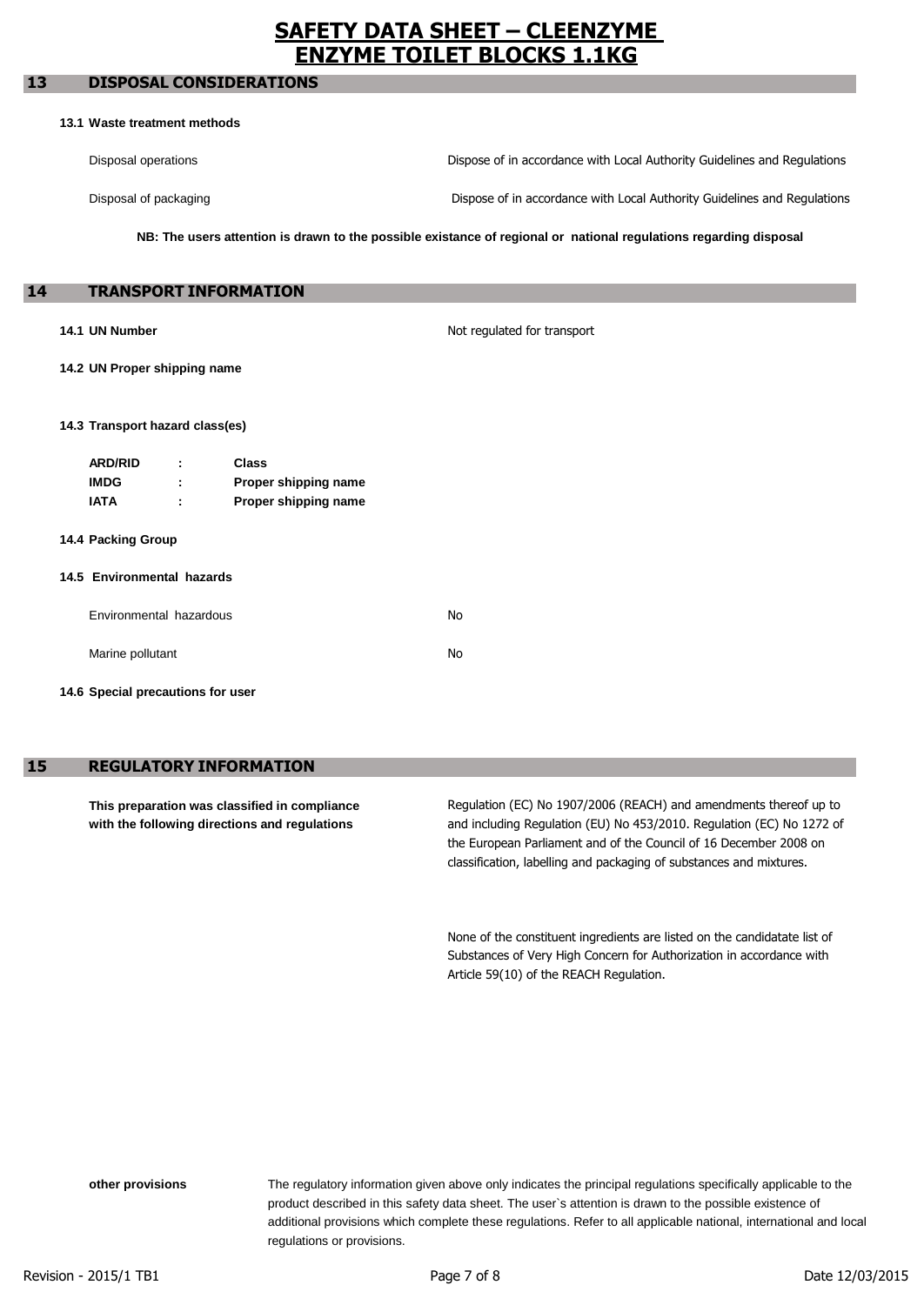# SAFETY DATA SHEET – CLEENZYME ENZYME TOILET BLOCKS 1.1KG

## 13 DISPOSAL CONSIDERATIONS

**13.1 Waste treatment methods**

| | |
|---|---|
| Disposal operations | Dispose of in accordance with Local Authority Guidelines and Regulations |
| Disposal of packaging | Dispose of in accordance with Local Authority Guidelines and Regulations |

**NB: The users attention is drawn to the possible existance of regional or national regulations regarding disposal**

## 14 TRANSPORT INFORMATION

**14.1 UN Number** — Not regulated for transport

**14.2 UN Proper shipping name**

**14.3 Transport hazard class(es)**

| | | |
|---|---|---|
| **ARD/RID** | : | **Class** |
| **IMDG** | : | **Proper shipping name** |
| **IATA** | : | **Proper shipping name** |

**14.4 Packing Group**

**14.5 Environmental hazards**

| | |
|---|---|
| Environmental hazardous | No |
| Marine pollutant | No |

**14.6 Special precautions for user**

## 15 REGULATORY INFORMATION

**This preparation was classified in compliance with the following directions and regulations**

Regulation (EC) No 1907/2006 (REACH) and amendments thereof up to and including Regulation (EU) No 453/2010. Regulation (EC) No 1272 of the European Parliament and of the Council of 16 December 2008 on classification, labelling and packaging of substances and mixtures.

None of the constituent ingredients are listed on the candidatate list of Substances of Very High Concern for Authorization in accordance with Article 59(10) of the REACH Regulation.

**other provisions**

The regulatory information given above only indicates the principal regulations specifically applicable to the product described in this safety data sheet. The user`s attention is drawn to the possible existence of additional provisions which complete these regulations. Refer to all applicable national, international and local regulations or provisions.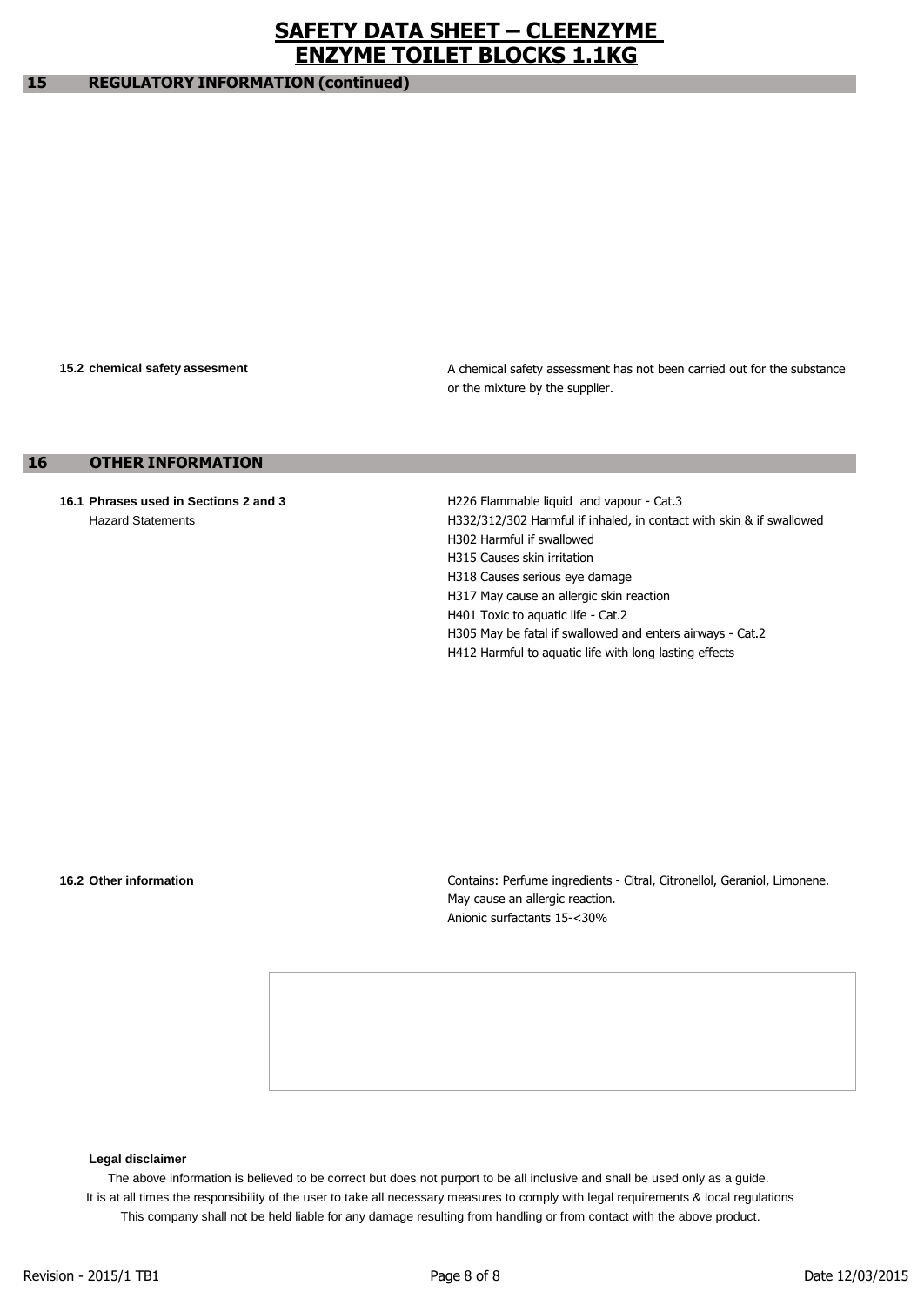## 15 REGULATORY INFORMATION (continued)

**15.2 chemical safety assesment**

A chemical safety assessment has not been carried out for the substance or the mixture by the supplier.

## 16 OTHER INFORMATION

**16.1 Phrases used in Sections 2 and 3**

Hazard Statements

H226 Flammable liquid and vapour - Cat.3
H332/312/302 Harmful if inhaled, in contact with skin & if swallowed
H302 Harmful if swallowed
H315 Causes skin irritation
H318 Causes serious eye damage
H317 May cause an allergic skin reaction
H401 Toxic to aquatic life - Cat.2
H305 May be fatal if swallowed and enters airways - Cat.2
H412 Harmful to aquatic life with long lasting effects

**16.2 Other information**

Contains: Perfume ingredients - Citral, Citronellol, Geraniol, Limonene.
May cause an allergic reaction.
Anionic surfactants 15-<30%

**Legal disclaimer**

The above information is believed to be correct but does not purport to be all inclusive and shall be used only as a guide.
It is at all times the responsibility of the user to take all necessary measures to comply with legal requirements & local regulations
This company shall not be held liable for any damage resulting from handling or from contact with the above product.